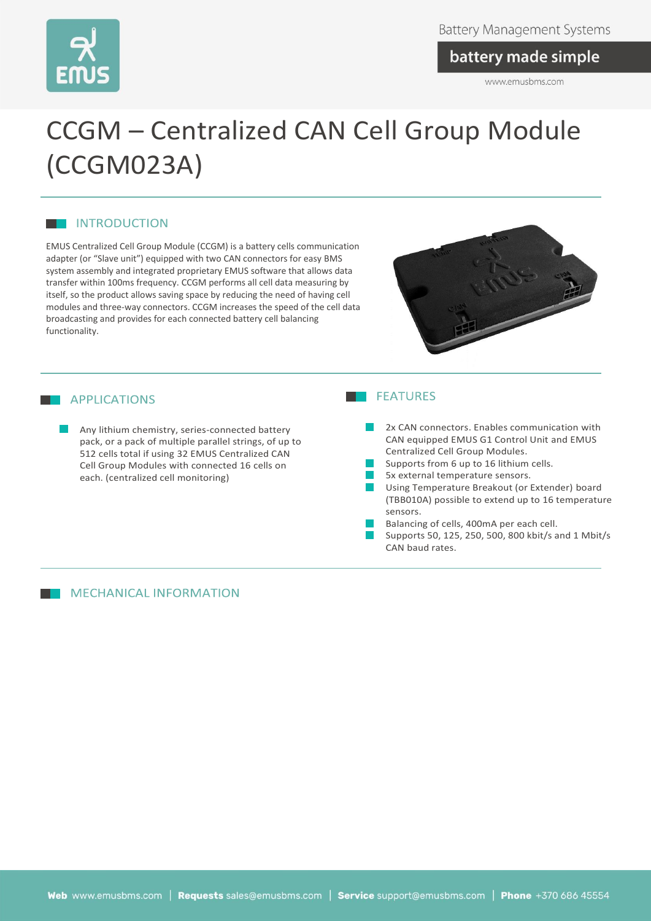# CCGM – Centralized CAN Cell Group Module (CCGM023A)

## INTRODUCTION

EMUS Centralized Cell Group Module (CCGM) is a battery cells communication adapter (or "Slave unit") equipped with two CAN connectors for easy BMS system assembly and integrated proprietary EMUS software that allows data transfer within 100ms frequency. CCGM performs all cell data measuring by itself, so the product allows saving space by reducing the need of having cell modules and three-way connectors. CCGM increases the speed of the cell data broadcasting and provides for each connected battery cell balancing functionality.

## APPLICATIONS

- Any lithium chemistry, series-connected battery pack, or a pack of multiple parallel strings, of up to 512 cells total if using 32 EMUS Centralized CAN Cell Group Modules with connected 16 cells on each. (centralized cell monitoring)

## FEATURES

- 2x CAN connectors. Enables communication with CAN equipped EMUS G1 Control Unit and EMUS Centralized Cell Group Modules.
- Supports from 6 up to 16 lithium cells.
- 5x external temperature sensors.
- Using Temperature Breakout (or Extender) board (TBB010A) possible to extend up to 16 temperature sensors.
- Balancing of cells, 400mA per each cell.
- Supports 50, 125, 250, 500, 800 kbit/s and 1 Mbit/s CAN baud rates.

## MECHANICAL INFORMATION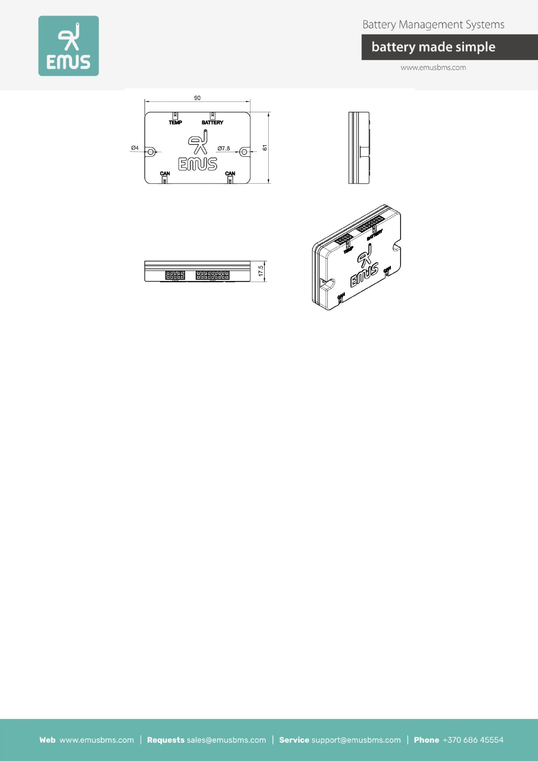90

TEMP BATTERY

Ø4 Ø7.8 61

CAN CAN

17.5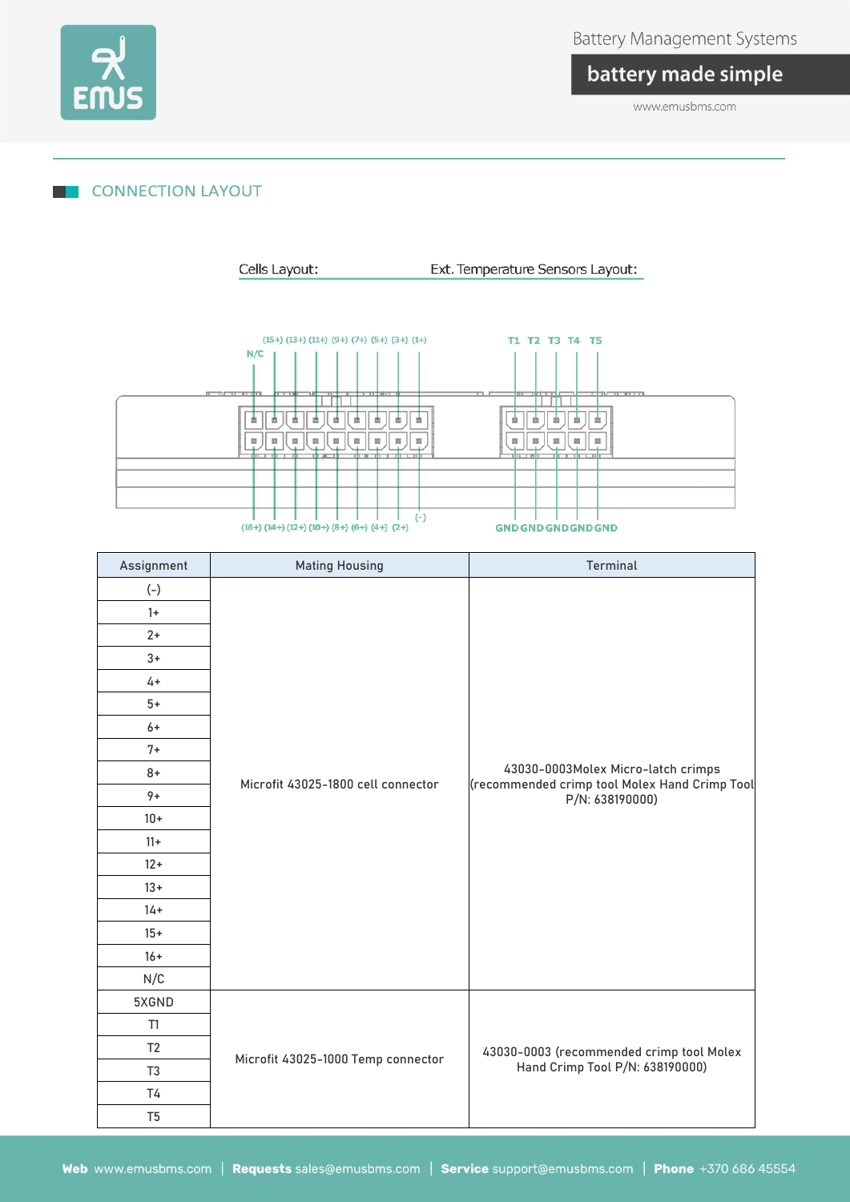## CONNECTION LAYOUT

Cells Layout: Ext. Temperature Sensors Layout:

N/C (15+) (13+) (11+) (9+) (7+) (5+) (3+) (1+)

T1 T2 T3 T4 T5

(16+) (14+) (12+) (10+) (8+) (6+) (4+) (2+) (-)

GND GND GND GND GND

| Assignment | Mating Housing | Terminal |
|---|---|---|
| (-) | Microfit 43025-1800 cell connector | 43030-0003Molex Micro-latch crimps (recommended crimp tool Molex Hand Crimp Tool P/N: 638190000) |
| 1+ | | |
| 2+ | | |
| 3+ | | |
| 4+ | | |
| 5+ | | |
| 6+ | | |
| 7+ | | |
| 8+ | | |
| 9+ | | |
| 10+ | | |
| 11+ | | |
| 12+ | | |
| 13+ | | |
| 14+ | | |
| 15+ | | |
| 16+ | | |
| N/C | | |
| 5XGND | Microfit 43025-1000 Temp connector | 43030-0003 (recommended crimp tool Molex Hand Crimp Tool P/N: 638190000) |
| T1 | | |
| T2 | | |
| T3 | | |
| T4 | | |
| T5 | | |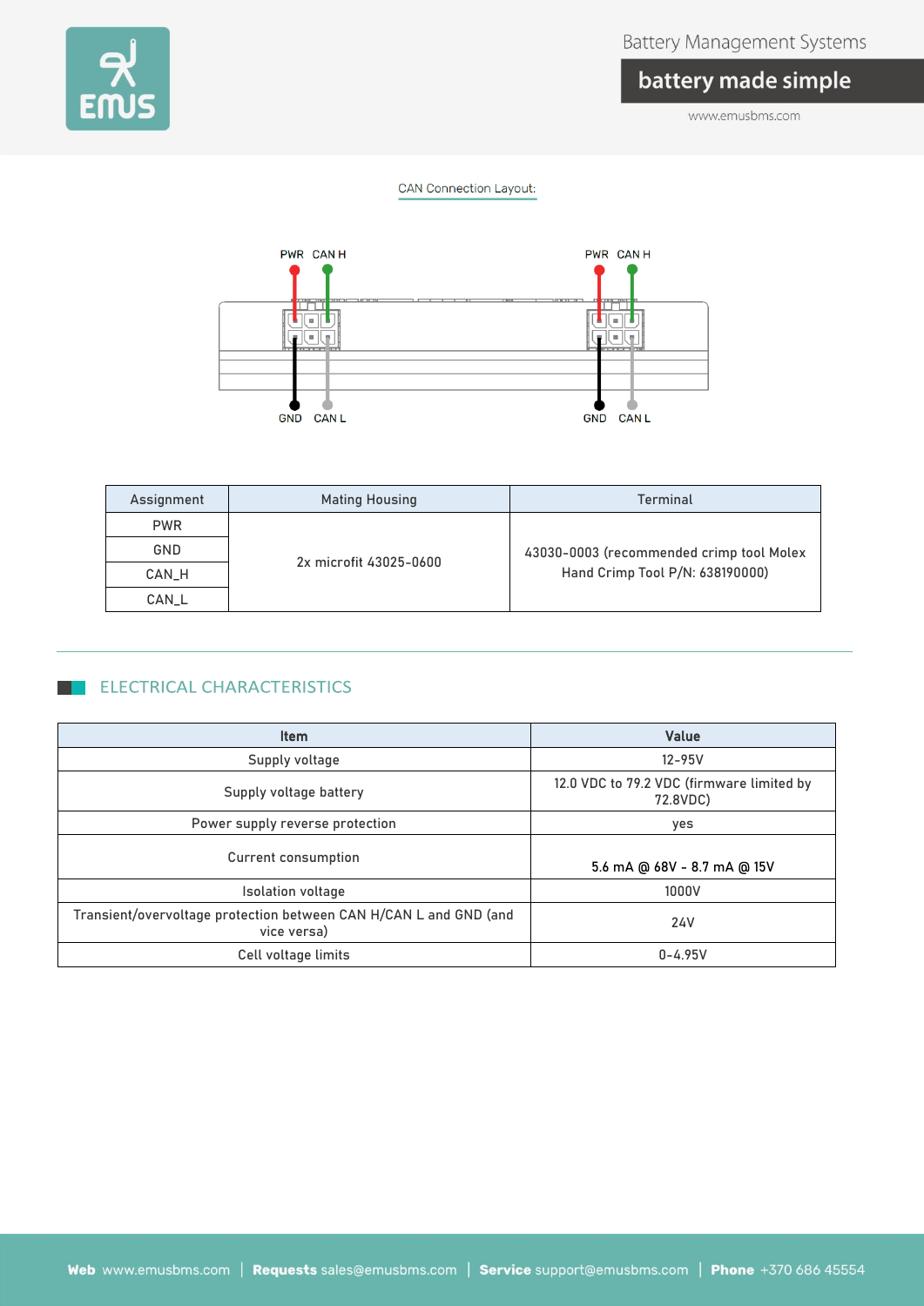CAN Connection Layout:

PWR CAN H PWR CAN H

GND CAN L GND CAN L

| Assignment | Mating Housing | Terminal |
|---|---|---|
| PWR | 2x microfit 43025-0600 | 43030-0003 (recommended crimp tool Molex Hand Crimp Tool P/N: 638190000) |
| GND | | |
| CAN_H | | |
| CAN_L | | |

## ELECTRICAL CHARACTERISTICS

| Item | Value |
|---|---|
| Supply voltage | 12-95V |
| Supply voltage battery | 12.0 VDC to 79.2 VDC (firmware limited by 72.8VDC) |
| Power supply reverse protection | yes |
| Current consumption | 5.6 mA @ 68V - 8.7 mA @ 15V |
| Isolation voltage | 1000V |
| Transient/overvoltage protection between CAN H/CAN L and GND (and vice versa) | 24V |
| Cell voltage limits | 0-4.95V |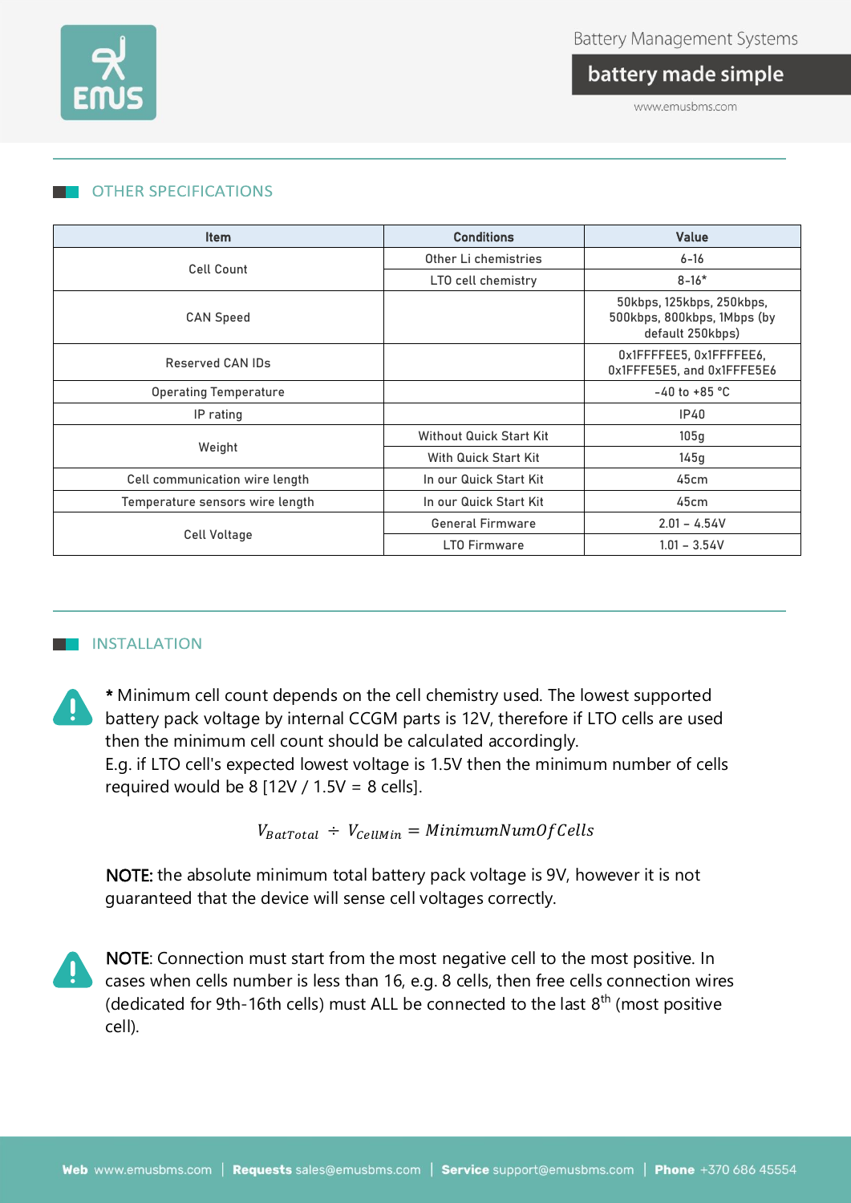## OTHER SPECIFICATIONS

| Item | Conditions | Value |
|---|---|---|
| Cell Count | Other Li chemistries | 6-16 |
| | LTO cell chemistry | 8-16* |
| CAN Speed | | 50kbps, 125kbps, 250kbps, 500kbps, 800kbps, 1Mbps (by default 250kbps) |
| Reserved CAN IDs | | 0x1FFFFEE5, 0x1FFFFEE6, 0x1FFFE5E5, and 0x1FFFE5E6 |
| Operating Temperature | | -40 to +85 °C |
| IP rating | | IP40 |
| Weight | Without Quick Start Kit | 105g |
| | With Quick Start Kit | 145g |
| Cell communication wire length | In our Quick Start Kit | 45cm |
| Temperature sensors wire length | In our Quick Start Kit | 45cm |
| Cell Voltage | General Firmware | 2.01 – 4.54V |
| | LTO Firmware | 1.01 – 3.54V |

## INSTALLATION

**\*** Minimum cell count depends on the cell chemistry used. The lowest supported battery pack voltage by internal CCGM parts is 12V, therefore if LTO cells are used then the minimum cell count should be calculated accordingly.
E.g. if LTO cell's expected lowest voltage is 1.5V then the minimum number of cells required would be 8 [12V / 1.5V = 8 cells].

$$V_{BatTotal} \div V_{CellMin} = MinimumNumOfCells$$

NOTE: the absolute minimum total battery pack voltage is 9V, however it is not guaranteed that the device will sense cell voltages correctly.

NOTE: Connection must start from the most negative cell to the most positive. In cases when cells number is less than 16, e.g. 8 cells, then free cells connection wires (dedicated for 9th-16th cells) must ALL be connected to the last 8th (most positive cell).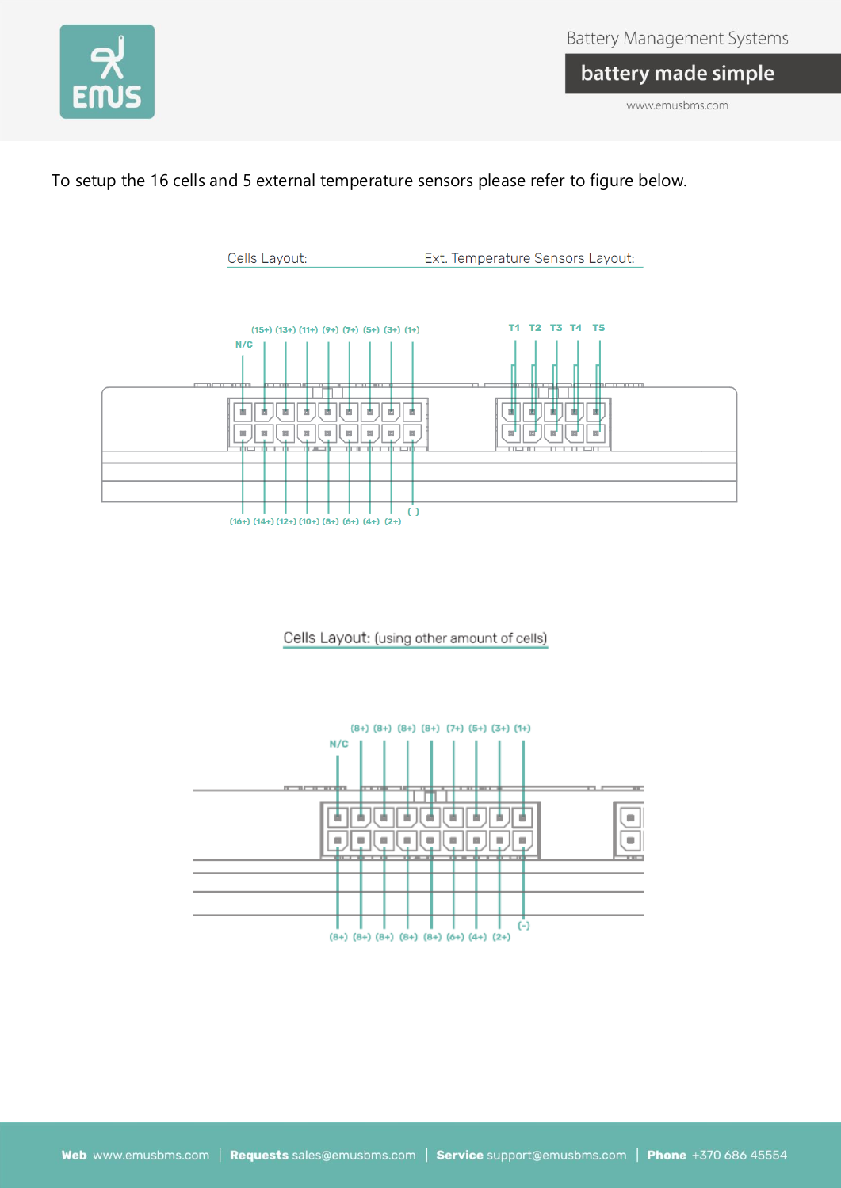To setup the 16 cells and 5 external temperature sensors please refer to figure below.

Cells Layout:

N/C (15+) (13+) (11+) (9+) (7+) (5+) (3+) (1+)

(16+) (14+) (12+) (10+) (8+) (6+) (4+) (2+) (-)

Ext. Temperature Sensors Layout:

T1 T2 T3 T4 T5

Cells Layout: (using other amount of cells)

N/C (8+) (8+) (8+) (8+) (7+) (5+) (3+) (1+)

(8+) (8+) (8+) (8+) (8+) (6+) (4+) (2+) (-)